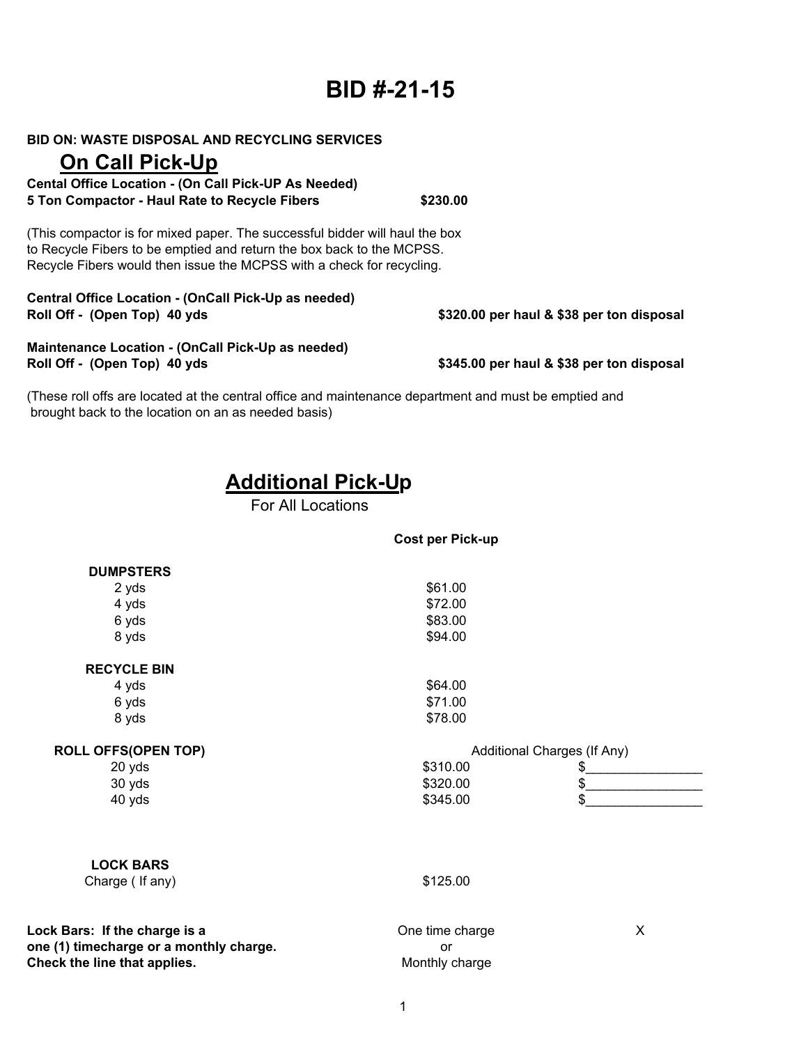# BID #-21-15

**BID ON: WASTE DISPOSAL AND RECYCLING SERVICES**

## On Call Pick-Up

**Cental Office Location - (On Call Pick-UP As Needed)**
**5 Ton Compactor - Haul Rate to Recycle Fibers** **$230.00**

(This compactor is for mixed paper. The successful bidder will haul the box to Recycle Fibers to be emptied and return the box back to the MCPSS. Recycle Fibers would then issue the MCPSS with a check for recycling.

**Central Office Location - (OnCall Pick-Up as needed)**
**Roll Off - (Open Top) 40 yds** **$320.00 per haul & $38 per ton disposal**

**Maintenance Location - (OnCall Pick-Up as needed)**
**Roll Off - (Open Top) 40 yds** **$345.00 per haul & $38 per ton disposal**

(These roll offs are located at the central office and maintenance department and must be emptied and brought back to the location on an as needed basis)

## Additional Pick-Up

For All Locations

| | **Cost per Pick-up** | |
|---|---|---|
| **DUMPSTERS** | | |
| 2 yds | $61.00 | |
| 4 yds | $72.00 | |
| 6 yds | $83.00 | |
| 8 yds | $94.00 | |
| **RECYCLE BIN** | | |
| 4 yds | $64.00 | |
| 6 yds | $71.00 | |
| 8 yds | $78.00 | |
| **ROLL OFFS(OPEN TOP)** | | Additional Charges (If Any) |
| 20 yds | $310.00 | $________________ |
| 30 yds | $320.00 | $________________ |
| 40 yds | $345.00 | $________________ |
| **LOCK BARS** | | |
| Charge ( If any) | $125.00 | |

| | | |
|---|---|---|
| **Lock Bars: If the charge is a one (1) timecharge or a monthly charge. Check the line that applies.** | One time charge | X |
| | or | |
| | Monthly charge | |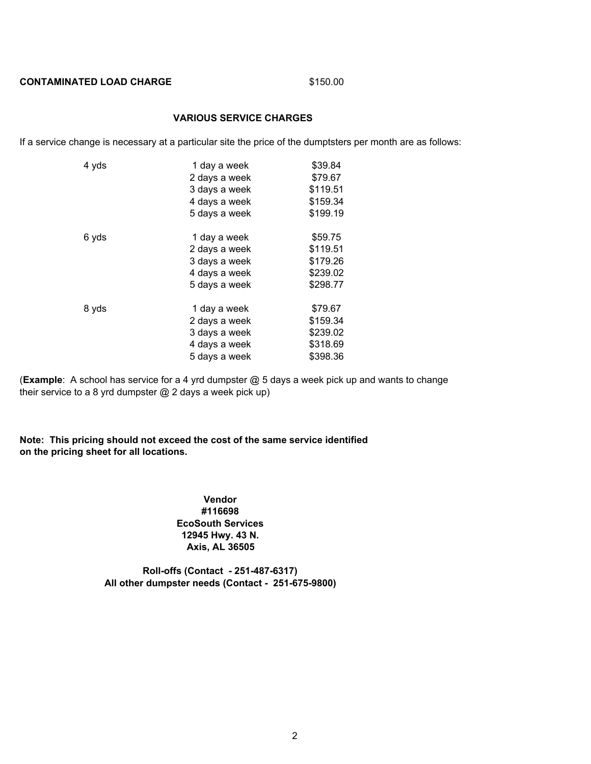**CONTAMINATED LOAD CHARGE** $150.00

**VARIOUS SERVICE CHARGES**

If a service change is necessary at a particular site the price of the dumptsters per month are as follows:

| | | |
|---|---|---|
| 4 yds | 1 day a week | $39.84 |
| | 2 days a week | $79.67 |
| | 3 days a week | $119.51 |
| | 4 days a week | $159.34 |
| | 5 days a week | $199.19 |
| 6 yds | 1 day a week | $59.75 |
| | 2 days a week | $119.51 |
| | 3 days a week | $179.26 |
| | 4 days a week | $239.02 |
| | 5 days a week | $298.77 |
| 8 yds | 1 day a week | $79.67 |
| | 2 days a week | $159.34 |
| | 3 days a week | $239.02 |
| | 4 days a week | $318.69 |
| | 5 days a week | $398.36 |

(**Example**: A school has service for a 4 yrd dumpster @ 5 days a week pick up and wants to change their service to a 8 yrd dumpster @ 2 days a week pick up)

**Note: This pricing should not exceed the cost of the same service identified on the pricing sheet for all locations.**

**Vendor**
**#116698**
**EcoSouth Services**
**12945 Hwy. 43 N.**
**Axis, AL 36505**

**Roll-offs (Contact - 251-487-6317)**
**All other dumpster needs (Contact - 251-675-9800)**